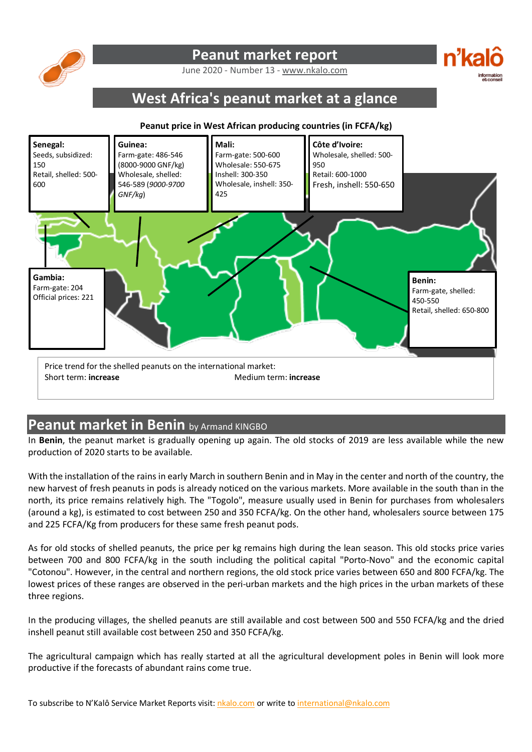# Peanut market report

June 2020 - Number 13 - www.nkalo.com

## West Africa's peanut market at a glance

**Peanut price in West African producing countries (in FCFA/kg)**

**Senegal:**
Seeds, subsidized: 150
Retail, shelled: 500-600

**Guinea:**
Farm-gate: 486-546 (8000-9000 GNF/kg)
Wholesale, shelled: 546-589 (*9000-9700 GNF/kg*)

**Mali:**
Farm-gate: 500-600
Wholesale: 550-675
Inshell: 300-350
Wholesale, inshell: 350-425

**Côte d'Ivoire:**
Wholesale, shelled: 500-950
Retail: 600-1000
Fresh, inshell: 550-650

**Gambia:**
Farm-gate: 204
Official prices: 221

**Benin:**
Farm-gate, shelled: 450-550
Retail, shelled: 650-800

Price trend for the shelled peanuts on the international market:
Short term: **increase** Medium term: **increase**

## Peanut market in Benin by Armand KINGBO

In **Benin**, the peanut market is gradually opening up again. The old stocks of 2019 are less available while the new production of 2020 starts to be available.

With the installation of the rains in early March in southern Benin and in May in the center and north of the country, the new harvest of fresh peanuts in pods is already noticed on the various markets. More available in the south than in the north, its price remains relatively high. The "Togolo", measure usually used in Benin for purchases from wholesalers (around a kg), is estimated to cost between 250 and 350 FCFA/kg. On the other hand, wholesalers source between 175 and 225 FCFA/Kg from producers for these same fresh peanut pods.

As for old stocks of shelled peanuts, the price per kg remains high during the lean season. This old stocks price varies between 700 and 800 FCFA/kg in the south including the political capital "Porto-Novo" and the economic capital "Cotonou". However, in the central and northern regions, the old stock price varies between 650 and 800 FCFA/kg. The lowest prices of these ranges are observed in the peri-urban markets and the high prices in the urban markets of these three regions.

In the producing villages, the shelled peanuts are still available and cost between 500 and 550 FCFA/kg and the dried inshell peanut still available cost between 250 and 350 FCFA/kg.

The agricultural campaign which has really started at all the agricultural development poles in Benin will look more productive if the forecasts of abundant rains come true.

To subscribe to N'Kalô Service Market Reports visit: nkalo.com or write to international@nkalo.com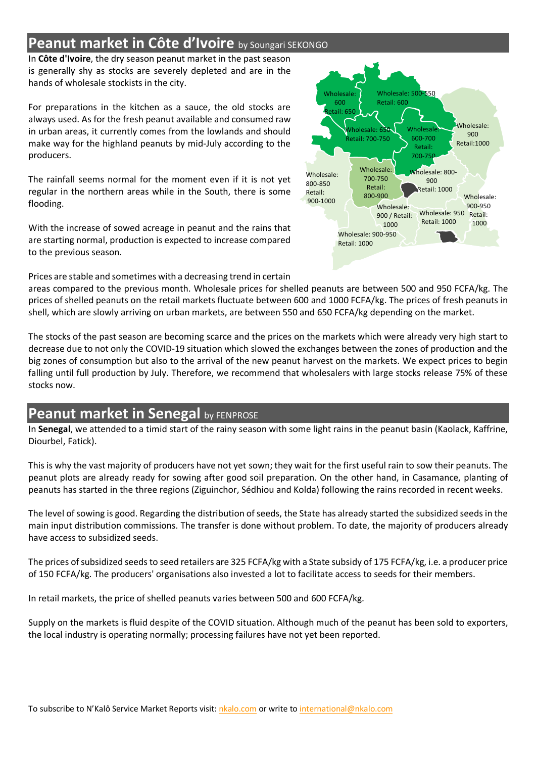## Peanut market in Côte d'Ivoire by Soungari SEKONGO

In **Côte d'Ivoire**, the dry season peanut market in the past season is generally shy as stocks are severely depleted and are in the hands of wholesale stockists in the city.

For preparations in the kitchen as a sauce, the old stocks are always used. As for the fresh peanut available and consumed raw in urban areas, it currently comes from the lowlands and should make way for the highland peanuts by mid-July according to the producers.

The rainfall seems normal for the moment even if it is not yet regular in the northern areas while in the South, there is some flooding.

With the increase of sowed acreage in peanut and the rains that are starting normal, production is expected to increase compared to the previous season.

Prices are stable and sometimes with a decreasing trend in certain areas compared to the previous month. Wholesale prices for shelled peanuts are between 500 and 950 FCFA/kg. The prices of shelled peanuts on the retail markets fluctuate between 600 and 1000 FCFA/kg. The prices of fresh peanuts in shell, which are slowly arriving on urban markets, are between 550 and 650 FCFA/kg depending on the market.

The stocks of the past season are becoming scarce and the prices on the markets which were already very high start to decrease due to not only the COVID-19 situation which slowed the exchanges between the zones of production and the big zones of consumption but also to the arrival of the new peanut harvest on the markets. We expect prices to begin falling until full production by July. Therefore, we recommend that wholesalers with large stocks release 75% of these stocks now.

## Peanut market in Senegal by FENPROSE

In **Senegal**, we attended to a timid start of the rainy season with some light rains in the peanut basin (Kaolack, Kaffrine, Diourbel, Fatick).

This is why the vast majority of producers have not yet sown; they wait for the first useful rain to sow their peanuts. The peanut plots are already ready for sowing after good soil preparation. On the other hand, in Casamance, planting of peanuts has started in the three regions (Ziguinchor, Sédhiou and Kolda) following the rains recorded in recent weeks.

The level of sowing is good. Regarding the distribution of seeds, the State has already started the subsidized seeds in the main input distribution commissions. The transfer is done without problem. To date, the majority of producers already have access to subsidized seeds.

The prices of subsidized seeds to seed retailers are 325 FCFA/kg with a State subsidy of 175 FCFA/kg, i.e. a producer price of 150 FCFA/kg. The producers' organisations also invested a lot to facilitate access to seeds for their members.

In retail markets, the price of shelled peanuts varies between 500 and 600 FCFA/kg.

Supply on the markets is fluid despite of the COVID situation. Although much of the peanut has been sold to exporters, the local industry is operating normally; processing failures have not yet been reported.

To subscribe to N'Kalô Service Market Reports visit: nkalo.com or write to international@nkalo.com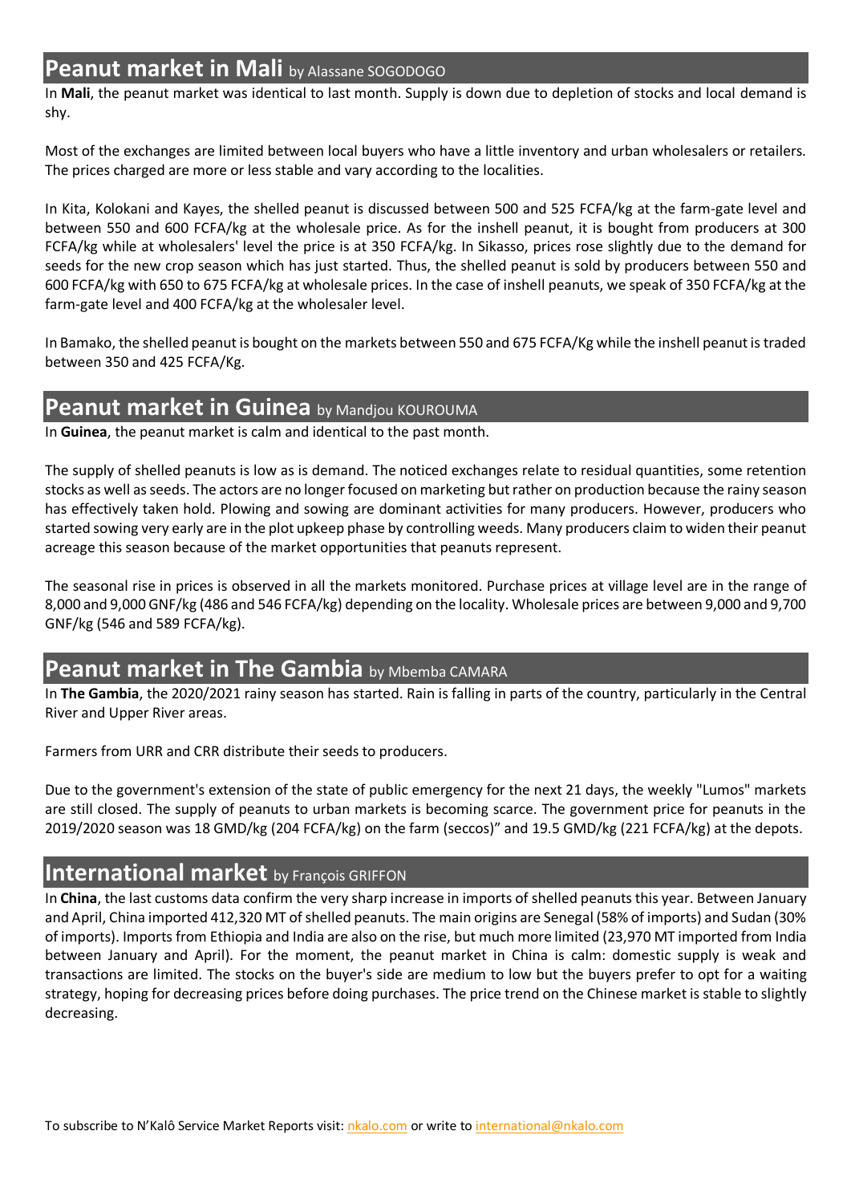## Peanut market in Mali by Alassane SOGODOGO

In **Mali**, the peanut market was identical to last month. Supply is down due to depletion of stocks and local demand is shy.

Most of the exchanges are limited between local buyers who have a little inventory and urban wholesalers or retailers. The prices charged are more or less stable and vary according to the localities.

In Kita, Kolokani and Kayes, the shelled peanut is discussed between 500 and 525 FCFA/kg at the farm-gate level and between 550 and 600 FCFA/kg at the wholesale price. As for the inshell peanut, it is bought from producers at 300 FCFA/kg while at wholesalers' level the price is at 350 FCFA/kg. In Sikasso, prices rose slightly due to the demand for seeds for the new crop season which has just started. Thus, the shelled peanut is sold by producers between 550 and 600 FCFA/kg with 650 to 675 FCFA/kg at wholesale prices. In the case of inshell peanuts, we speak of 350 FCFA/kg at the farm-gate level and 400 FCFA/kg at the wholesaler level.

In Bamako, the shelled peanut is bought on the markets between 550 and 675 FCFA/Kg while the inshell peanut is traded between 350 and 425 FCFA/Kg.

## Peanut market in Guinea by Mandjou KOUROUMA

In **Guinea**, the peanut market is calm and identical to the past month.

The supply of shelled peanuts is low as is demand. The noticed exchanges relate to residual quantities, some retention stocks as well as seeds. The actors are no longer focused on marketing but rather on production because the rainy season has effectively taken hold. Plowing and sowing are dominant activities for many producers. However, producers who started sowing very early are in the plot upkeep phase by controlling weeds. Many producers claim to widen their peanut acreage this season because of the market opportunities that peanuts represent.

The seasonal rise in prices is observed in all the markets monitored. Purchase prices at village level are in the range of 8,000 and 9,000 GNF/kg (486 and 546 FCFA/kg) depending on the locality. Wholesale prices are between 9,000 and 9,700 GNF/kg (546 and 589 FCFA/kg).

## Peanut market in The Gambia by Mbemba CAMARA

In **The Gambia**, the 2020/2021 rainy season has started. Rain is falling in parts of the country, particularly in the Central River and Upper River areas.

Farmers from URR and CRR distribute their seeds to producers.

Due to the government's extension of the state of public emergency for the next 21 days, the weekly "Lumos" markets are still closed. The supply of peanuts to urban markets is becoming scarce. The government price for peanuts in the 2019/2020 season was 18 GMD/kg (204 FCFA/kg) on the farm (seccos)" and 19.5 GMD/kg (221 FCFA/kg) at the depots.

## International market by François GRIFFON

In **China**, the last customs data confirm the very sharp increase in imports of shelled peanuts this year. Between January and April, China imported 412,320 MT of shelled peanuts. The main origins are Senegal (58% of imports) and Sudan (30% of imports). Imports from Ethiopia and India are also on the rise, but much more limited (23,970 MT imported from India between January and April). For the moment, the peanut market in China is calm: domestic supply is weak and transactions are limited. The stocks on the buyer's side are medium to low but the buyers prefer to opt for a waiting strategy, hoping for decreasing prices before doing purchases. The price trend on the Chinese market is stable to slightly decreasing.

To subscribe to N'Kalô Service Market Reports visit: nkalo.com or write to international@nkalo.com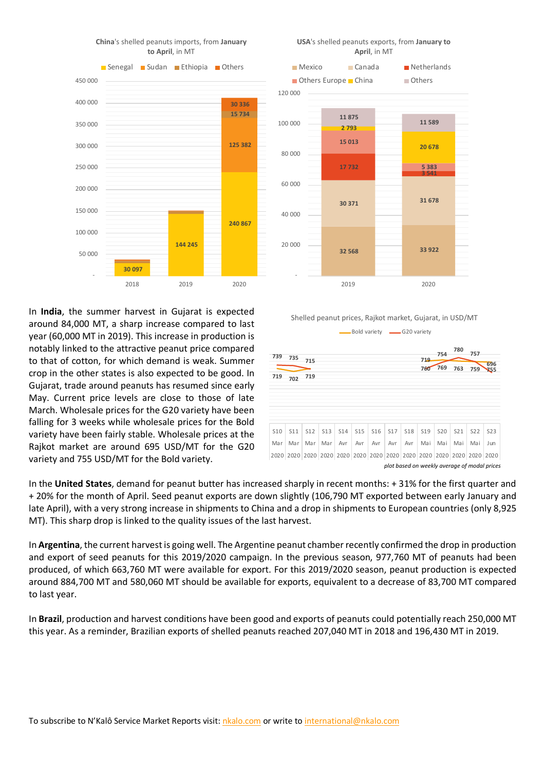China's shelled peanuts imports, from **January** to **April**, in MT

| Year | Senegal | Sudan | Ethiopia | Others |
|---|---|---|---|---|
| 2018 | 30 097 | | | |
| 2019 | 144 245 | | | |
| 2020 | 240 867 | 125 382 | 15 734 | 30 336 |

**USA**'s shelled peanuts exports, from **January** to **April**, in MT

| Year | Mexico | Canada | Netherlands | Others Europe | China | Others |
|---|---|---|---|---|---|---|
| 2019 | 32 568 | 30 371 | 17 732 | 15 013 | 2 793 | 11 875 |
| 2020 | 33 922 | 31 678 | 3 541 | 5 383 | 20 678 | 11 589 |

In **India**, the summer harvest in Gujarat is expected around 84,000 MT, a sharp increase compared to last year (60,000 MT in 2019). This increase in production is notably linked to the attractive peanut price compared to that of cotton, for which demand is weak. Summer crop in the other states is also expected to be good. In Gujarat, trade around peanuts has resumed since early May. Current price levels are close to those of late March. Wholesale prices for the G20 variety have been falling for 3 weeks while wholesale prices for the Bold variety have been fairly stable. Wholesale prices at the Rajkot market are around 695 USD/MT for the G20 variety and 755 USD/MT for the Bold variety.

Shelled peanut prices, Rajkot market, Gujarat, in USD/MT

| Week | S10 Mar 2020 | S11 Mar 2020 | S12 Mar 2020 | S13 Mar 2020 | S14 Avr 2020 | S15 Avr 2020 | S16 Avr 2020 | S17 Avr 2020 | S18 Avr 2020 | S19 Mai 2020 | S20 Mai 2020 | S21 Mai 2020 | S22 Mai 2020 | S23 Jun 2020 |
|---|---|---|---|---|---|---|---|---|---|---|---|---|---|---|
| Bold variety | 719 | 702 | 719 | | | | | | | 760 | 769 | 763 | 759 | 755 |
| G20 variety | 739 | 735 | 715 | | | | | | | 719 | 754 | 780 | 757 | 696 |

*plot based on weekly average of modal prices*

In the **United States**, demand for peanut butter has increased sharply in recent months: + 31% for the first quarter and + 20% for the month of April. Seed peanut exports are down slightly (106,790 MT exported between early January and late April), with a very strong increase in shipments to China and a drop in shipments to European countries (only 8,925 MT). This sharp drop is linked to the quality issues of the last harvest.

In **Argentina**, the current harvest is going well. The Argentine peanut chamber recently confirmed the drop in production and export of seed peanuts for this 2019/2020 campaign. In the previous season, 977,760 MT of peanuts had been produced, of which 663,760 MT were available for export. For this 2019/2020 season, peanut production is expected around 884,700 MT and 580,060 MT should be available for exports, equivalent to a decrease of 83,700 MT compared to last year.

In **Brazil**, production and harvest conditions have been good and exports of peanuts could potentially reach 250,000 MT this year. As a reminder, Brazilian exports of shelled peanuts reached 207,040 MT in 2018 and 196,430 MT in 2019.

To subscribe to N'Kalô Service Market Reports visit: nkalo.com or write to international@nkalo.com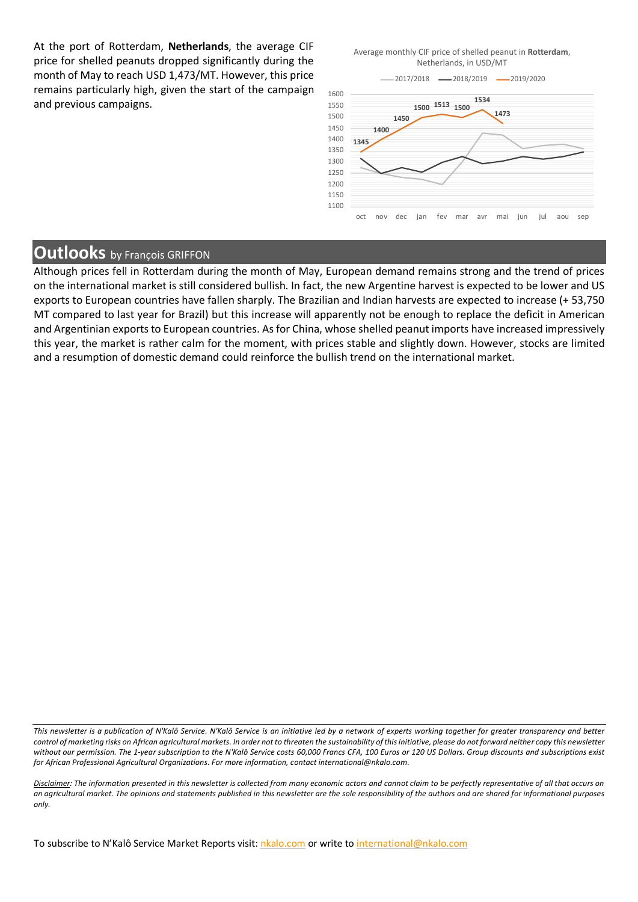At the port of Rotterdam, **Netherlands**, the average CIF price for shelled peanuts dropped significantly during the month of May to reach USD 1,473/MT. However, this price remains particularly high, given the start of the campaign and previous campaigns.

Average monthly CIF price of shelled peanut in **Rotterdam**, Netherlands, in USD/MT

2017/2018 — 2018/2019 — 2019/2020

1600
1550
1500
1450
1400
1350
1300
1250
1200
1150
1100

1345 1400 1450 1500 1513 1500 1534 1473

oct nov dec jan fev mar avr mai jun jul aou sep

## Outlooks by François GRIFFON

Although prices fell in Rotterdam during the month of May, European demand remains strong and the trend of prices on the international market is still considered bullish. In fact, the new Argentine harvest is expected to be lower and US exports to European countries have fallen sharply. The Brazilian and Indian harvests are expected to increase (+ 53,750 MT compared to last year for Brazil) but this increase will apparently not be enough to replace the deficit in American and Argentinian exports to European countries. As for China, whose shelled peanut imports have increased impressively this year, the market is rather calm for the moment, with prices stable and slightly down. However, stocks are limited and a resumption of domestic demand could reinforce the bullish trend on the international market.

*This newsletter is a publication of N'Kalô Service. N'Kalô Service is an initiative led by a network of experts working together for greater transparency and better control of marketing risks on African agricultural markets. In order not to threaten the sustainability of this initiative, please do not forward neither copy this newsletter without our permission. The 1-year subscription to the N'Kalô Service costs 60,000 Francs CFA, 100 Euros or 120 US Dollars. Group discounts and subscriptions exist for African Professional Agricultural Organizations. For more information, contact international@nkalo.com.*

*Disclaimer: The information presented in this newsletter is collected from many economic actors and cannot claim to be perfectly representative of all that occurs on an agricultural market. The opinions and statements published in this newsletter are the sole responsibility of the authors and are shared for informational purposes only.*

To subscribe to N'Kalô Service Market Reports visit: nkalo.com or write to international@nkalo.com